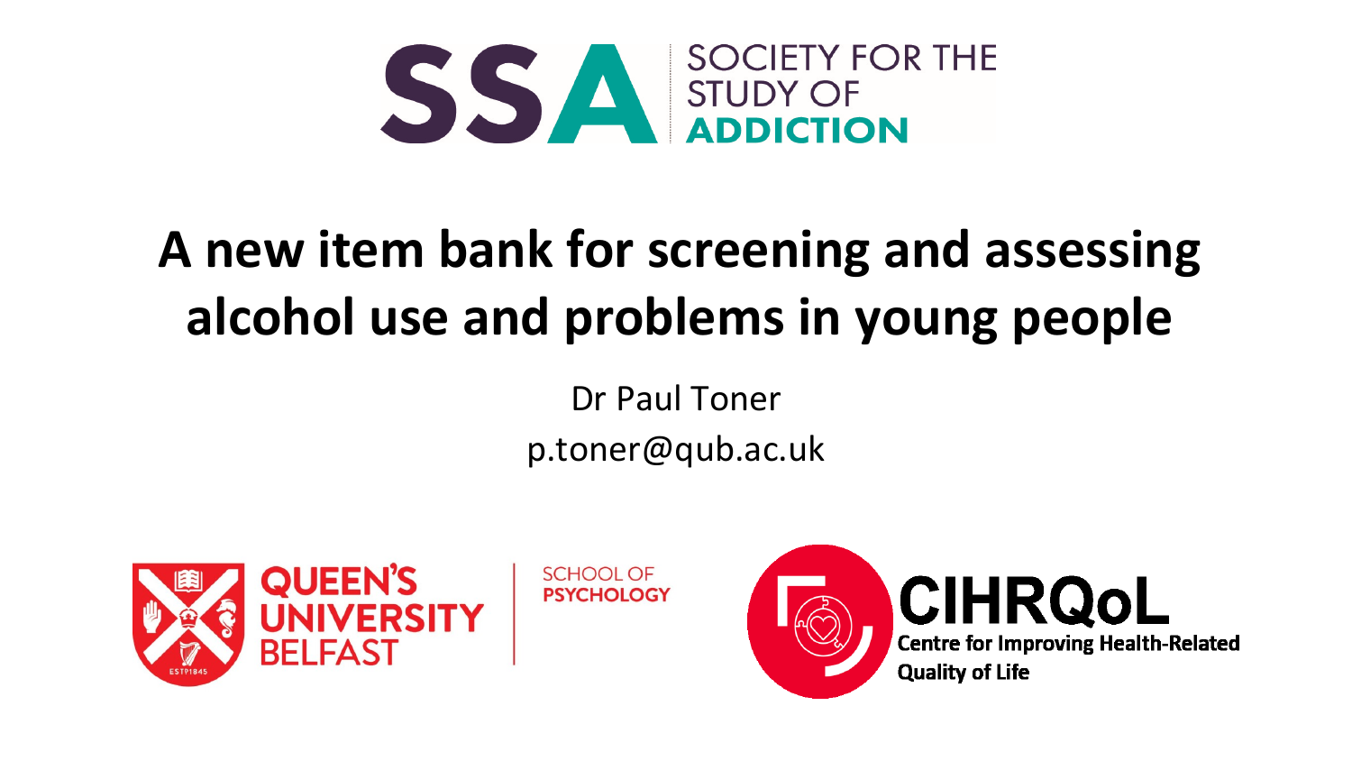SSA SOCIETY FOR THE STUDY OF ADDICTION

# A new item bank for screening and assessing alcohol use and problems in young people

Dr Paul Toner

p.toner@qub.ac.uk

QUEEN'S UNIVERSITY BELFAST | SCHOOL OF PSYCHOLOGY

CIHRQoL Centre for Improving Health-Related Quality of Life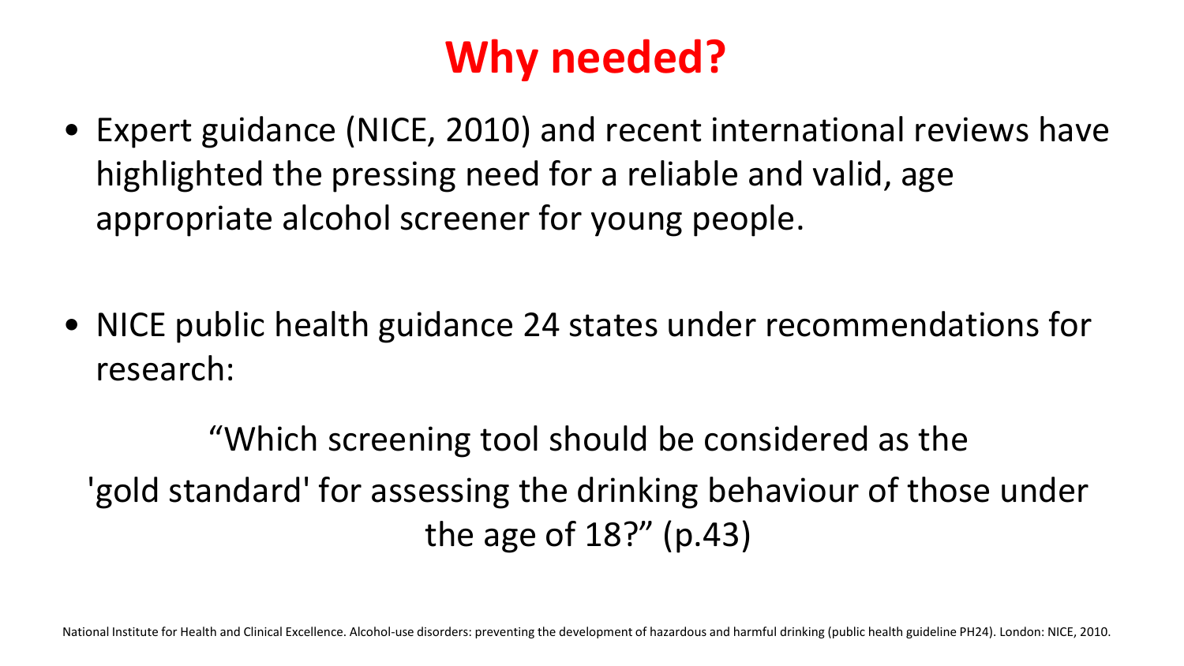# Why needed?

- Expert guidance (NICE, 2010) and recent international reviews have highlighted the pressing need for a reliable and valid, age appropriate alcohol screener for young people.

- NICE public health guidance 24 states under recommendations for research:

"Which screening tool should be considered as the 'gold standard' for assessing the drinking behaviour of those under the age of 18?" (p.43)

National Institute for Health and Clinical Excellence. Alcohol-use disorders: preventing the development of hazardous and harmful drinking (public health guideline PH24). London: NICE, 2010.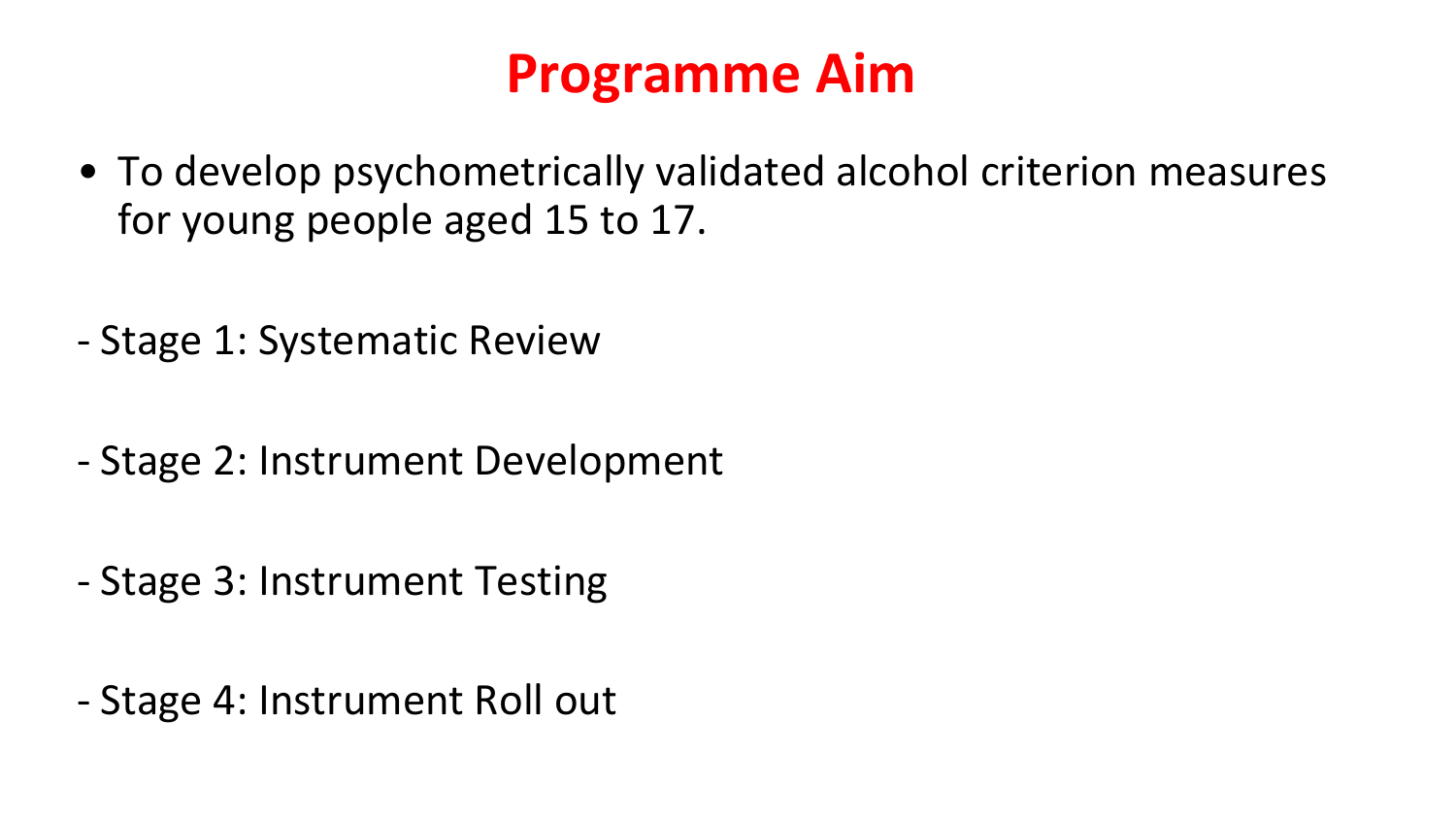# Programme Aim

- To develop psychometrically validated alcohol criterion measures for young people aged 15 to 17.

- Stage 1: Systematic Review

- Stage 2: Instrument Development

- Stage 3: Instrument Testing

- Stage 4: Instrument Roll out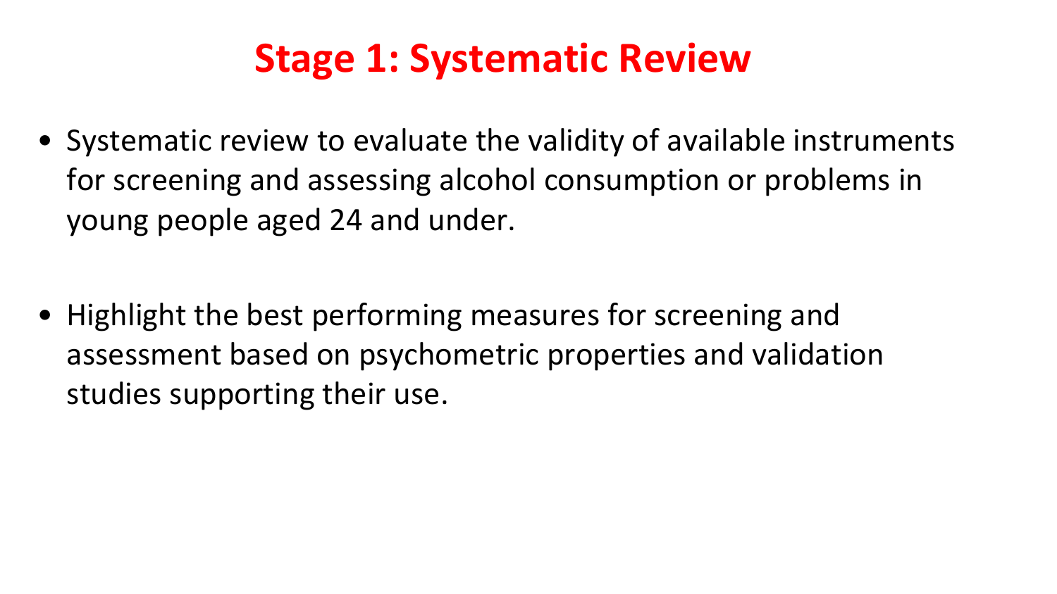# Stage 1: Systematic Review

- Systematic review to evaluate the validity of available instruments for screening and assessing alcohol consumption or problems in young people aged 24 and under.

- Highlight the best performing measures for screening and assessment based on psychometric properties and validation studies supporting their use.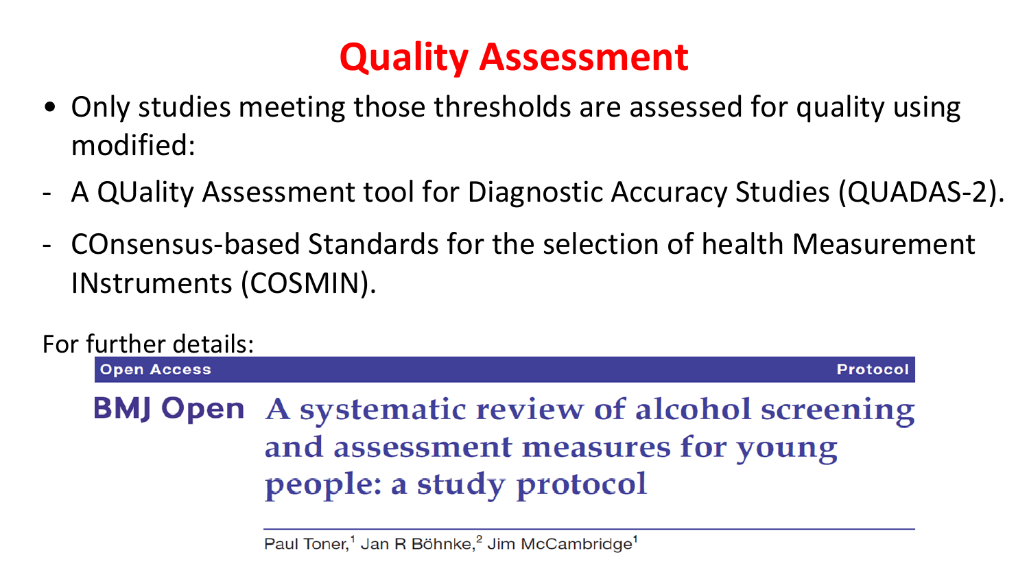# Quality Assessment

- Only studies meeting those thresholds are assessed for quality using modified:

- A QUality Assessment tool for Diagnostic Accuracy Studies (QUADAS-2).
- COnsensus-based Standards for the selection of health Measurement INstruments (COSMIN).

For further details:

Open Access — Protocol

**BMJ Open** A systematic review of alcohol screening and assessment measures for young people: a study protocol

Paul Toner,[1] Jan R Böhnke,[2] Jim McCambridge[1]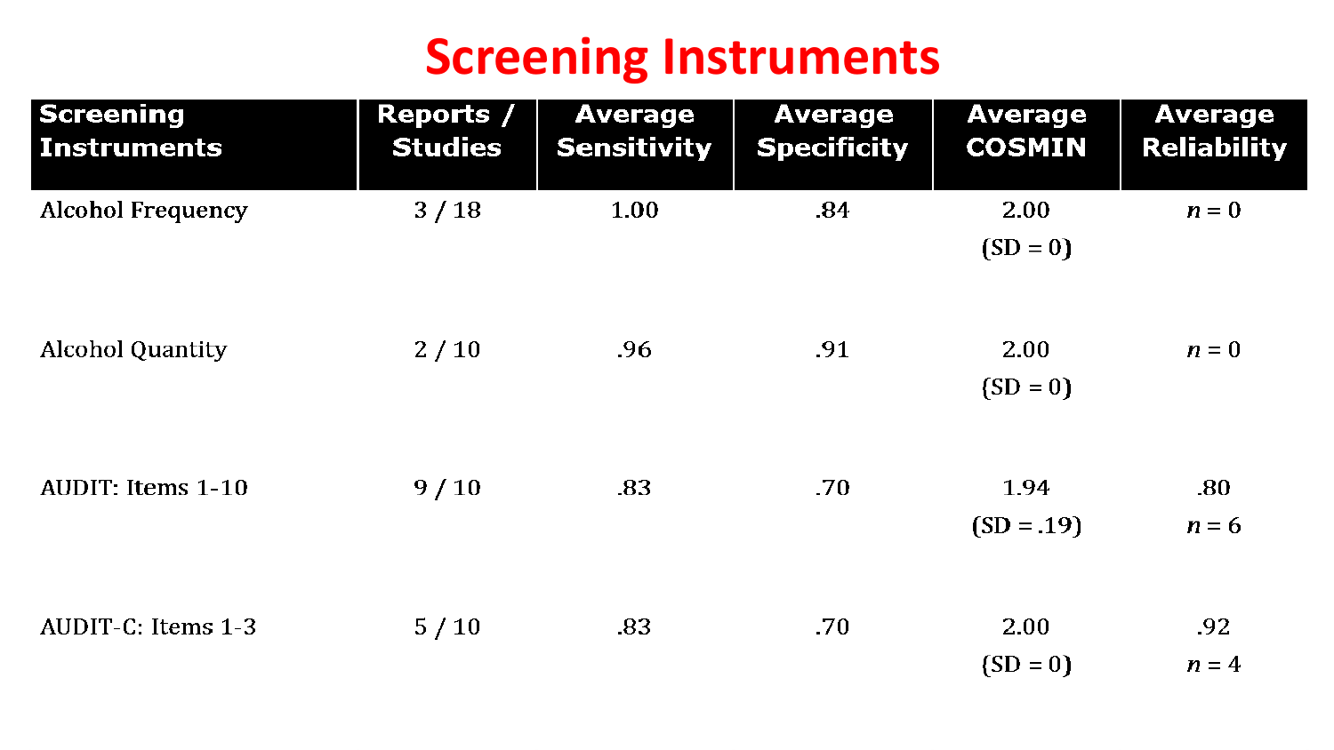# Screening Instruments

| Screening Instruments | Reports / Studies | Average Sensitivity | Average Specificity | Average COSMIN | Average Reliability |
|---|---|---|---|---|---|
| Alcohol Frequency | 3 / 18 | 1.00 | .84 | 2.00 (SD = 0) | *n* = 0 |
| Alcohol Quantity | 2 / 10 | .96 | .91 | 2.00 (SD = 0) | *n* = 0 |
| AUDIT: Items 1-10 | 9 / 10 | .83 | .70 | 1.94 (SD = .19) | .80 *n* = 6 |
| AUDIT-C: Items 1-3 | 5 / 10 | .83 | .70 | 2.00 (SD = 0) | .92 *n* = 4 |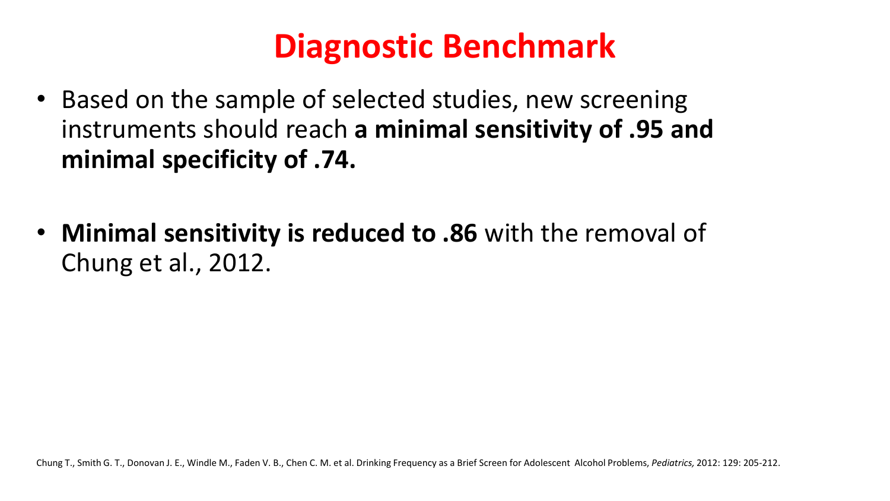# Diagnostic Benchmark

- Based on the sample of selected studies, new screening instruments should reach **a minimal sensitivity of .95 and minimal specificity of .74.**

- **Minimal sensitivity is reduced to .86** with the removal of Chung et al., 2012.

Chung T., Smith G. T., Donovan J. E., Windle M., Faden V. B., Chen C. M. et al. Drinking Frequency as a Brief Screen for Adolescent Alcohol Problems, *Pediatrics,* 2012: 129: 205-212.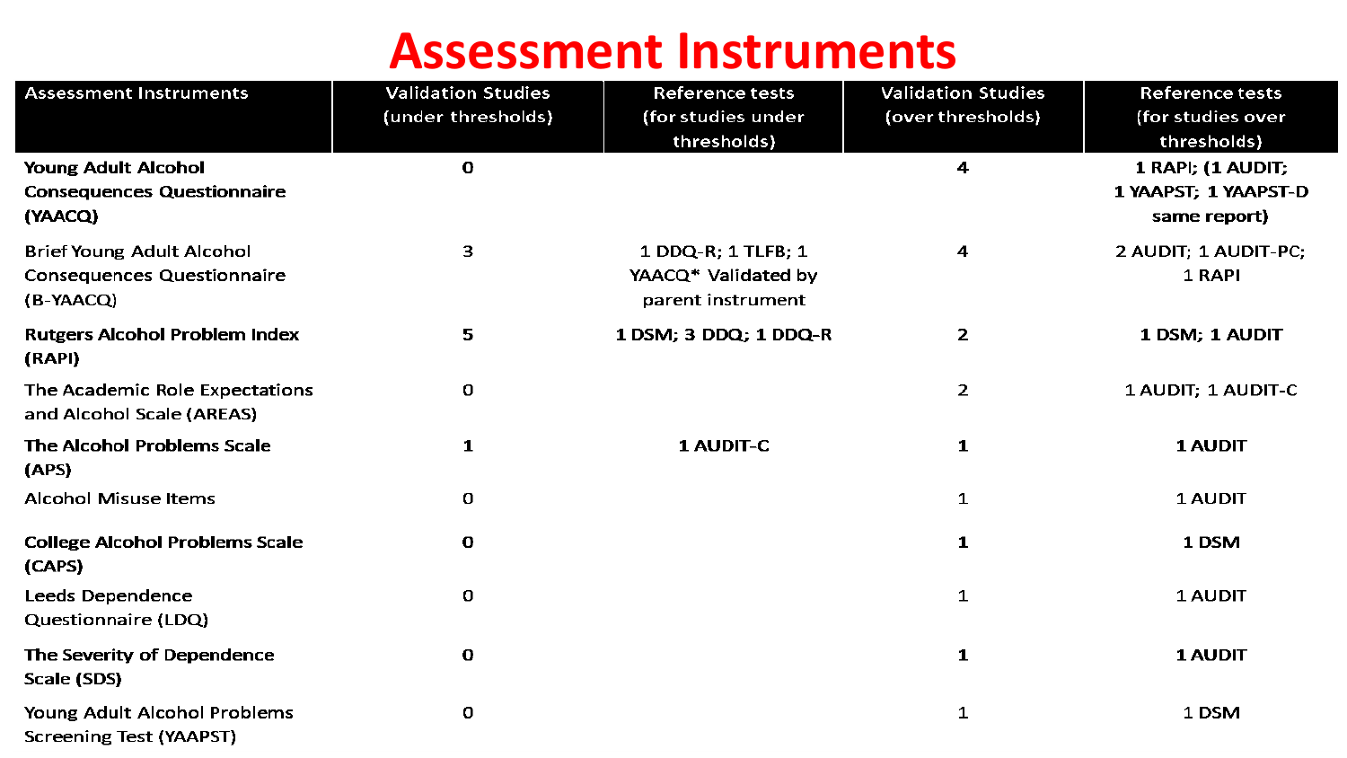# Assessment Instruments

| Assessment Instruments | Validation Studies (under thresholds) | Reference tests (for studies under thresholds) | Validation Studies (over thresholds) | Reference tests (for studies over thresholds) |
|---|---|---|---|---|
| **Young Adult Alcohol Consequences Questionnaire (YAACQ)** | **0** | | **4** | **1 RAPI; (1 AUDIT; 1 YAAPST; 1 YAAPST-D same report)** |
| Brief Young Adult Alcohol Consequences Questionnaire (B-YAACQ) | 3 | 1 DDQ-R; 1 TLFB; 1 YAACQ* Validated by parent instrument | 4 | 2 AUDIT; 1 AUDIT-PC; 1 RAPI |
| **Rutgers Alcohol Problem Index (RAPI)** | **5** | **1 DSM; 3 DDQ; 1 DDQ-R** | **2** | **1 DSM; 1 AUDIT** |
| The Academic Role Expectations and Alcohol Scale (AREAS) | 0 | | 2 | 1 AUDIT; 1 AUDIT-C |
| **The Alcohol Problems Scale (APS)** | **1** | **1 AUDIT-C** | **1** | **1 AUDIT** |
| Alcohol Misuse Items | 0 | | 1 | 1 AUDIT |
| **College Alcohol Problems Scale (CAPS)** | **0** | | **1** | **1 DSM** |
| Leeds Dependence Questionnaire (LDQ) | 0 | | 1 | 1 AUDIT |
| **The Severity of Dependence Scale (SDS)** | **0** | | **1** | **1 AUDIT** |
| Young Adult Alcohol Problems Screening Test (YAAPST) | 0 | | 1 | 1 DSM |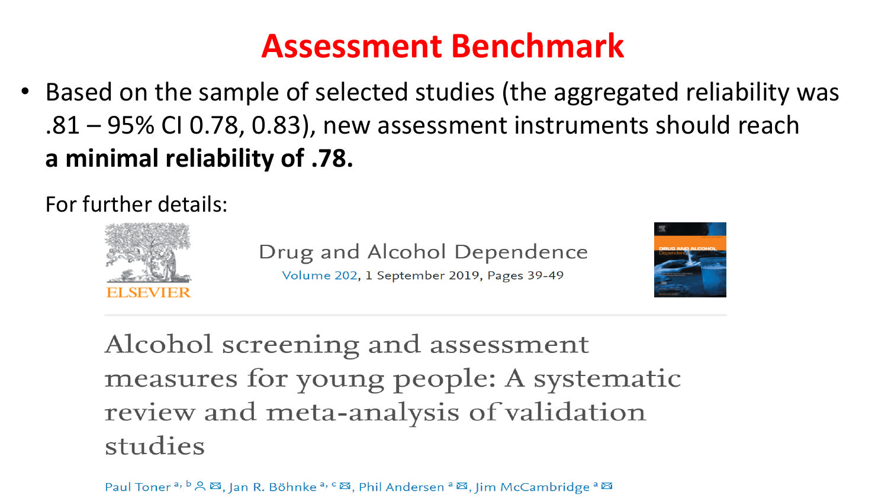# Assessment Benchmark

- Based on the sample of selected studies (the aggregated reliability was .81 – 95% CI 0.78, 0.83), new assessment instruments should reach **a minimal reliability of .78.**

For further details:

ELSEVIER

Drug and Alcohol Dependence

Volume 202, 1 September 2019, Pages 39-49

## Alcohol screening and assessment measures for young people: A systematic review and meta-analysis of validation studies

Paul Toner [a, b], Jan R. Böhnke [a, c], Phil Andersen [a], Jim McCambridge [a]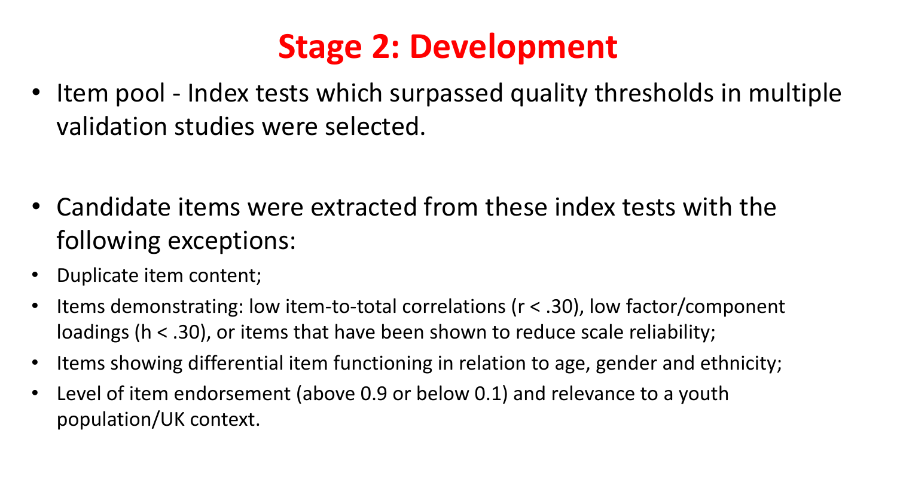# Stage 2: Development

- Item pool - Index tests which surpassed quality thresholds in multiple validation studies were selected.

- Candidate items were extracted from these index tests with the following exceptions:
- Duplicate item content;
- Items demonstrating: low item-to-total correlations ($r < .30$), low factor/component loadings ($h < .30$), or items that have been shown to reduce scale reliability;
- Items showing differential item functioning in relation to age, gender and ethnicity;
- Level of item endorsement (above 0.9 or below 0.1) and relevance to a youth population/UK context.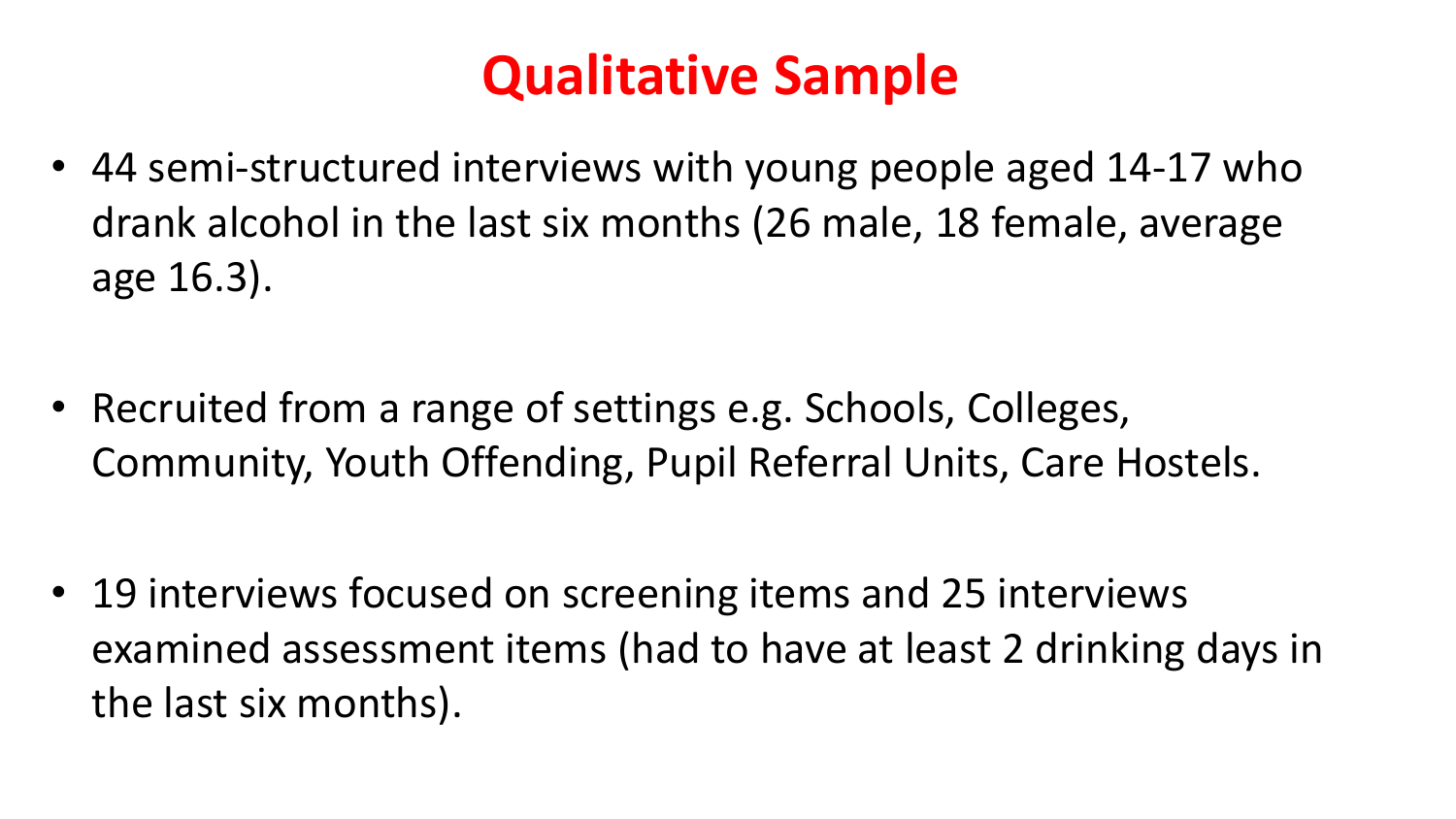# Qualitative Sample

- 44 semi-structured interviews with young people aged 14-17 who drank alcohol in the last six months (26 male, 18 female, average age 16.3).

- Recruited from a range of settings e.g. Schools, Colleges, Community, Youth Offending, Pupil Referral Units, Care Hostels.

- 19 interviews focused on screening items and 25 interviews examined assessment items (had to have at least 2 drinking days in the last six months).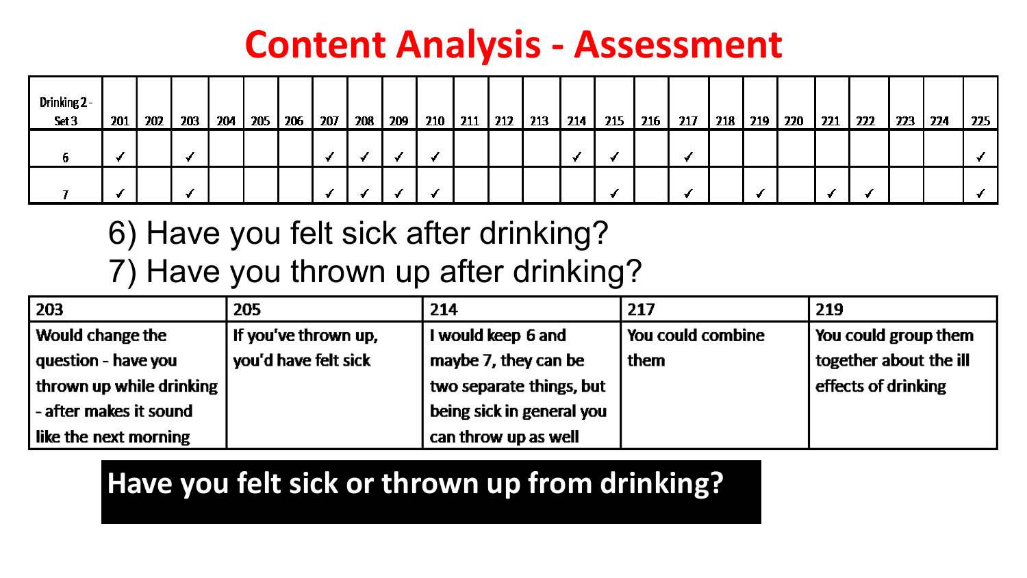# Content Analysis - Assessment

| Drinking 2 - Set 3 | 201 | 202 | 203 | 204 | 205 | 206 | 207 | 208 | 209 | 210 | 211 | 212 | 213 | 214 | 215 | 216 | 217 | 218 | 219 | 220 | 221 | 222 | 223 | 224 | 225 |
|---|---|---|---|---|---|---|---|---|---|---|---|---|---|---|---|---|---|---|---|---|---|---|---|---|---|
| 6 | ✓ | | ✓ | | | | ✓ | ✓ | ✓ | ✓ | | | | ✓ | ✓ | | ✓ | | | | | | | | ✓ |
| 7 | ✓ | | ✓ | | | | ✓ | ✓ | ✓ | ✓ | | | | | ✓ | | ✓ | | ✓ | | ✓ | ✓ | | | ✓ |

6) Have you felt sick after drinking?

7) Have you thrown up after drinking?

| 203 | 205 | 214 | 217 | 219 |
|---|---|---|---|---|
| Would change the question - have you thrown up while drinking - after makes it sound like the next morning | If you've thrown up, you'd have felt sick | I would keep 6 and maybe 7, they can be two separate things, but being sick in general you can throw up as well | You could combine them | You could group them together about the ill effects of drinking |

**Have you felt sick or thrown up from drinking?**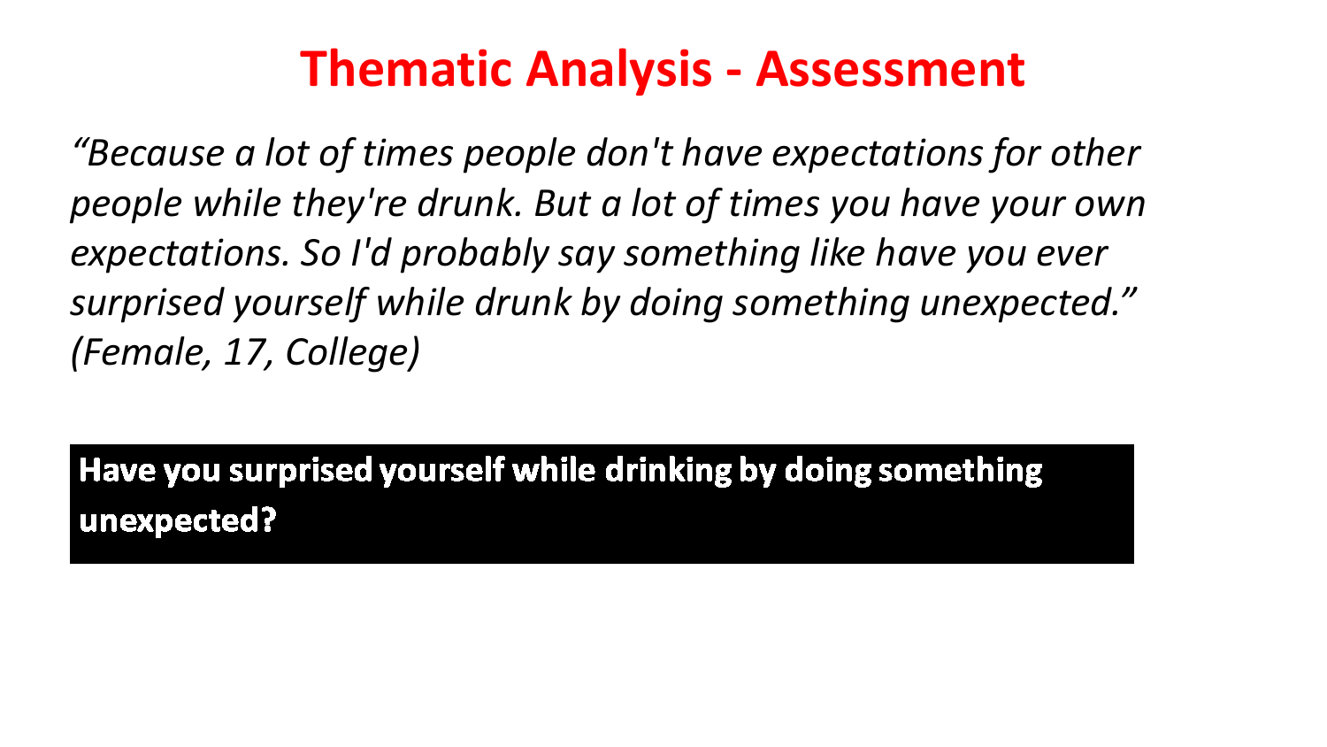# Thematic Analysis - Assessment

*"Because a lot of times people don't have expectations for other people while they're drunk. But a lot of times you have your own expectations. So I'd probably say something like have you ever surprised yourself while drunk by doing something unexpected." (Female, 17, College)*

**Have you surprised yourself while drinking by doing something unexpected?**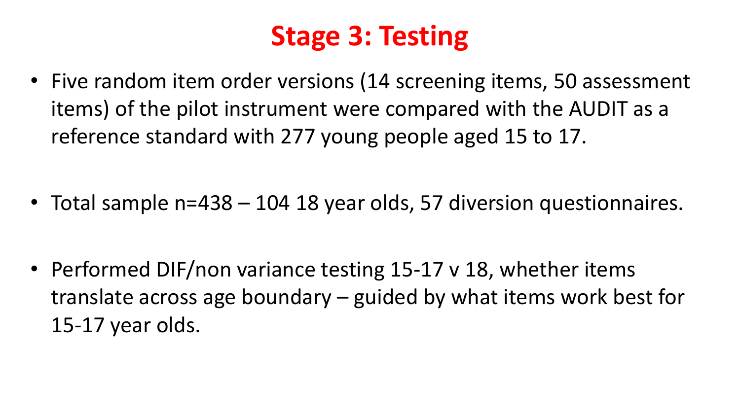# Stage 3: Testing

- Five random item order versions (14 screening items, 50 assessment items) of the pilot instrument were compared with the AUDIT as a reference standard with 277 young people aged 15 to 17.

- Total sample n=438 – 104 18 year olds, 57 diversion questionnaires.

- Performed DIF/non variance testing 15-17 v 18, whether items translate across age boundary – guided by what items work best for 15-17 year olds.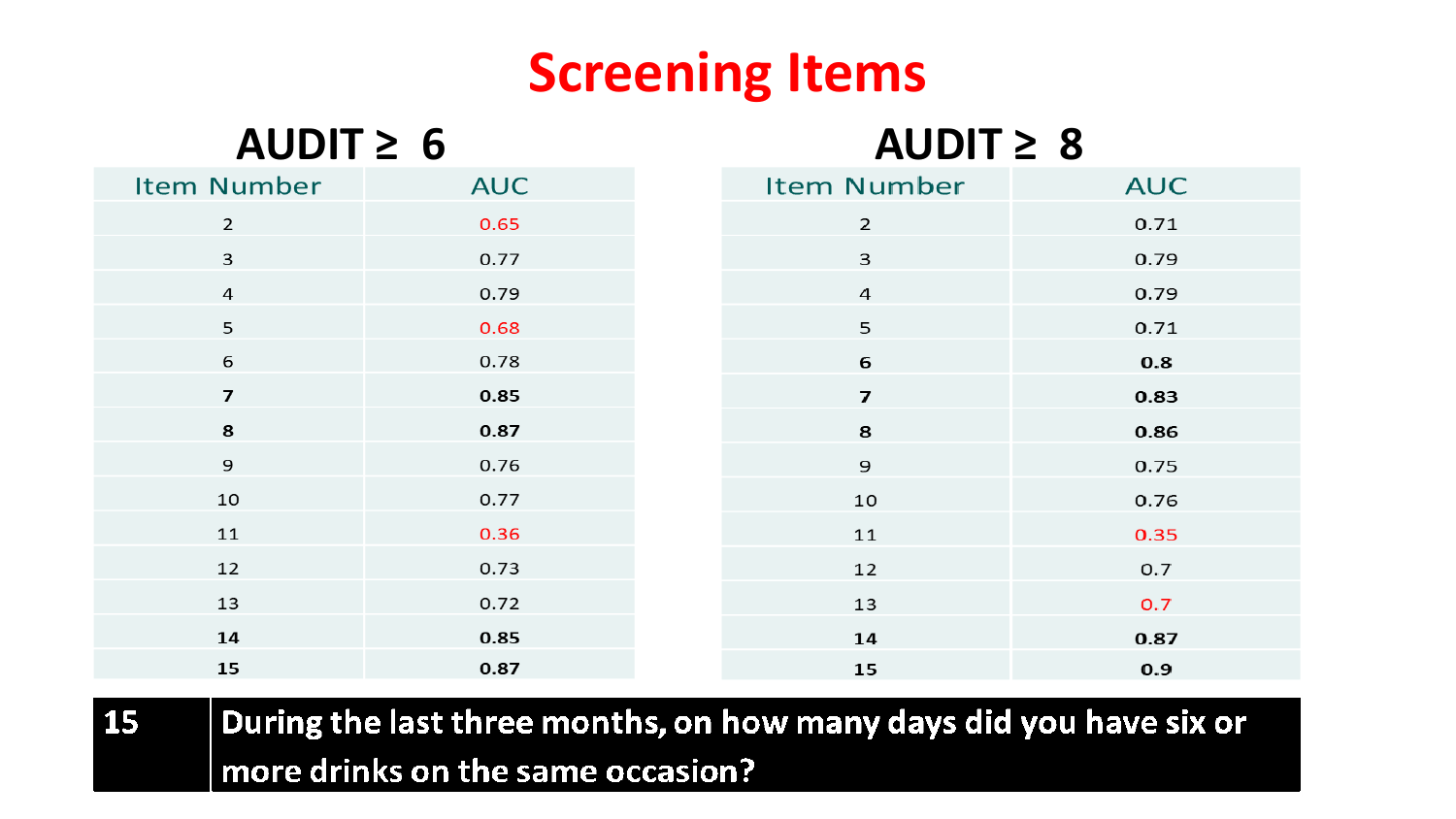# Screening Items

## AUDIT ≥ 6

| Item Number | AUC |
|---|---|
| 2 | 0.65 |
| 3 | 0.77 |
| 4 | 0.79 |
| 5 | 0.68 |
| 6 | 0.78 |
| **7** | **0.85** |
| **8** | **0.87** |
| 9 | 0.76 |
| 10 | 0.77 |
| 11 | 0.36 |
| 12 | 0.73 |
| 13 | 0.72 |
| **14** | **0.85** |
| **15** | **0.87** |

## AUDIT ≥ 8

| Item Number | AUC |
|---|---|
| 2 | 0.71 |
| 3 | 0.79 |
| 4 | 0.79 |
| 5 | 0.71 |
| **6** | **0.8** |
| **7** | **0.83** |
| **8** | **0.86** |
| 9 | 0.75 |
| 10 | 0.76 |
| 11 | 0.35 |
| 12 | 0.7 |
| 13 | 0.7 |
| **14** | **0.87** |
| **15** | **0.9** |

| 15 | During the last three months, on how many days did you have six or more drinks on the same occasion? |
|---|---|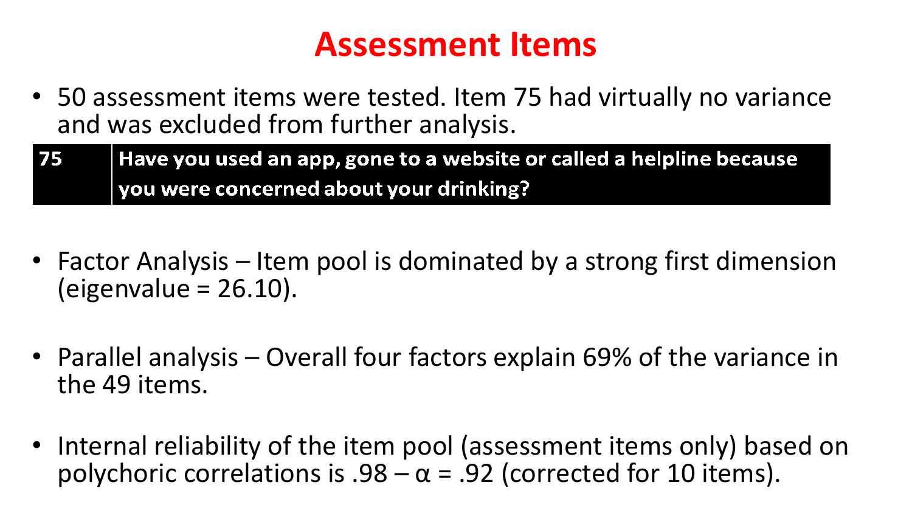# Assessment Items

- 50 assessment items were tested. Item 75 had virtually no variance and was excluded from further analysis.

| 75 | Have you used an app, gone to a website or called a helpline because you were concerned about your drinking? |
|---|---|

- Factor Analysis – Item pool is dominated by a strong first dimension (eigenvalue = 26.10).

- Parallel analysis – Overall four factors explain 69% of the variance in the 49 items.

- Internal reliability of the item pool (assessment items only) based on polychoric correlations is .98 – $\alpha$ = .92 (corrected for 10 items).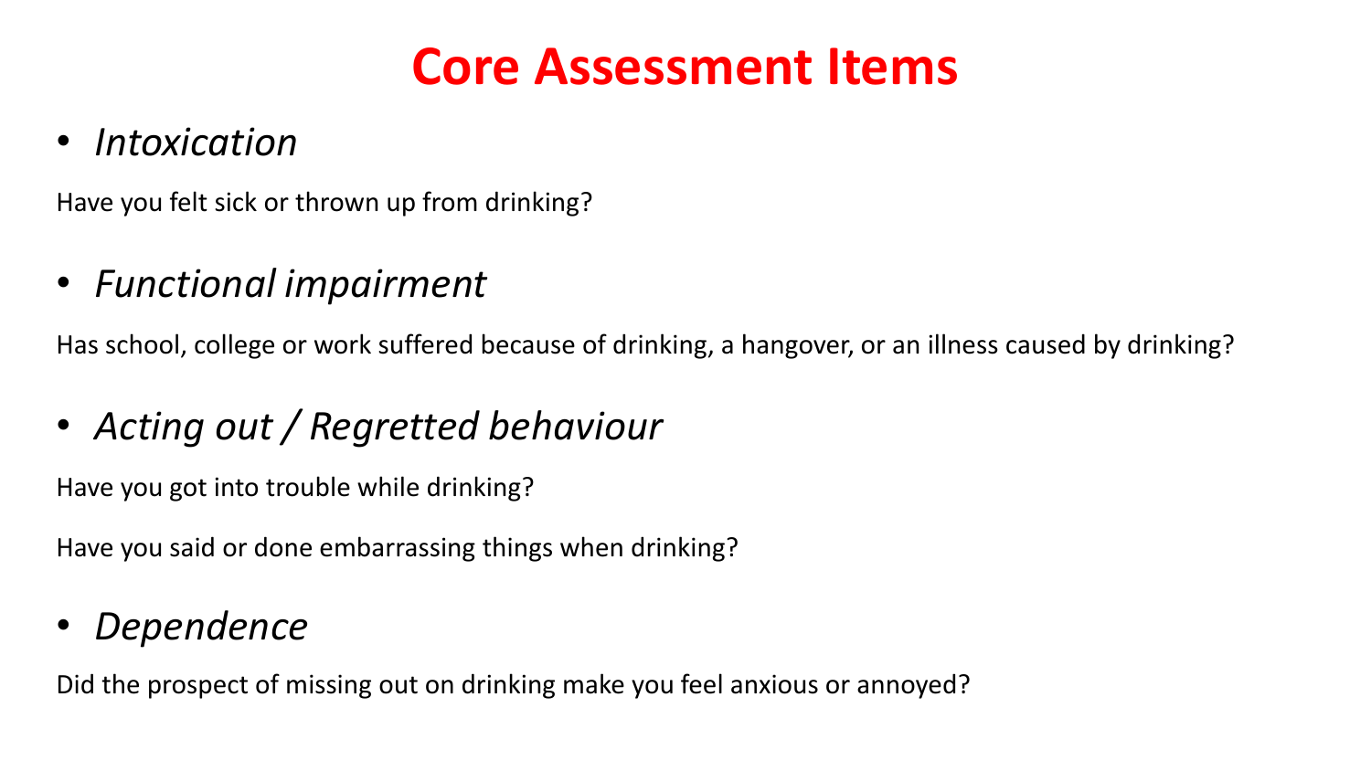# Core Assessment Items

- *Intoxication*

Have you felt sick or thrown up from drinking?

- *Functional impairment*

Has school, college or work suffered because of drinking, a hangover, or an illness caused by drinking?

- *Acting out / Regretted behaviour*

Have you got into trouble while drinking?

Have you said or done embarrassing things when drinking?

- *Dependence*

Did the prospect of missing out on drinking make you feel anxious or annoyed?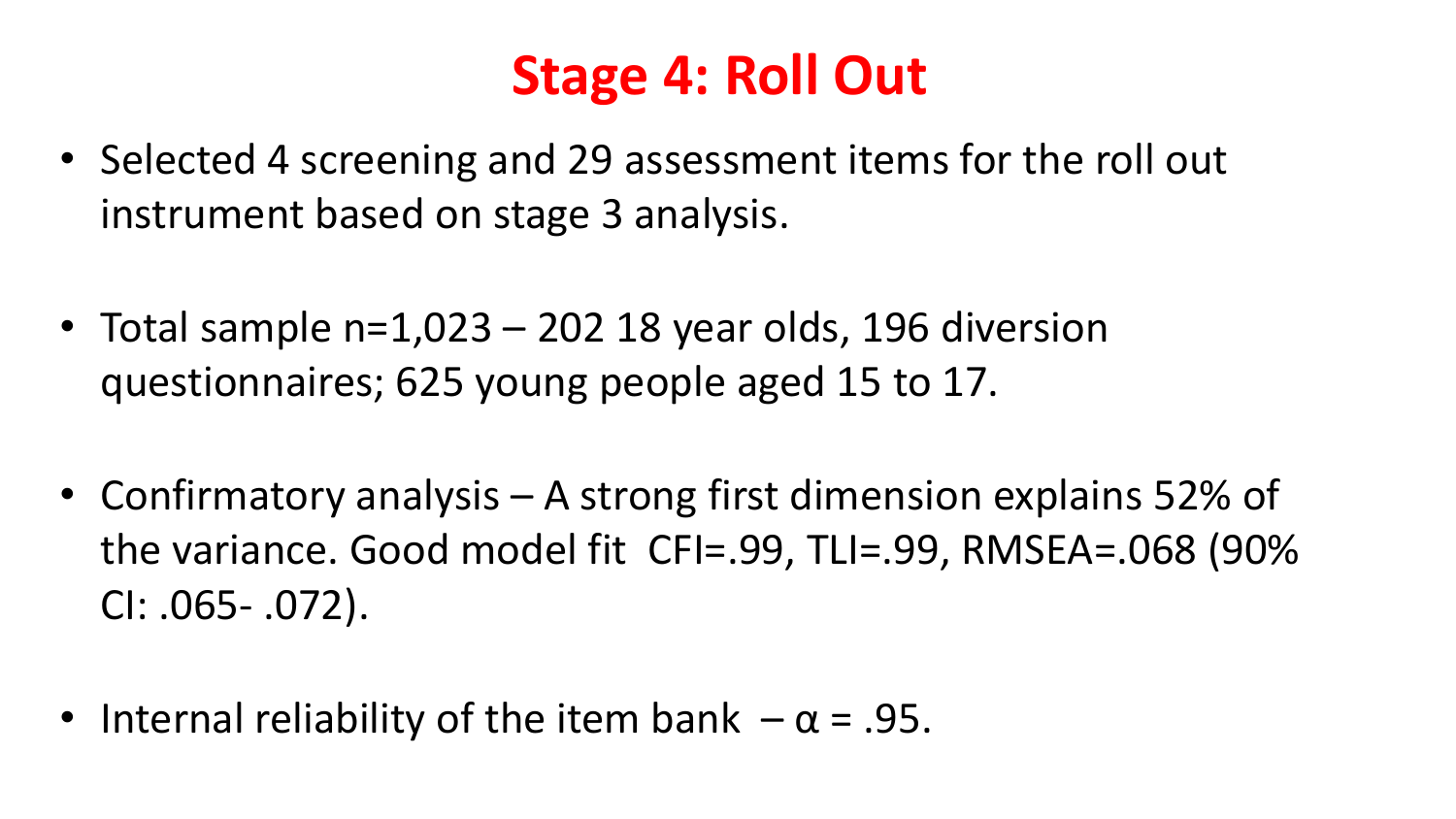# Stage 4: Roll Out

- Selected 4 screening and 29 assessment items for the roll out instrument based on stage 3 analysis.
- Total sample n=1,023 – 202 18 year olds, 196 diversion questionnaires; 625 young people aged 15 to 17.
- Confirmatory analysis – A strong first dimension explains 52% of the variance. Good model fit CFI=.99, TLI=.99, RMSEA=.068 (90% CI: .065- .072).
- Internal reliability of the item bank – $\alpha = .95$.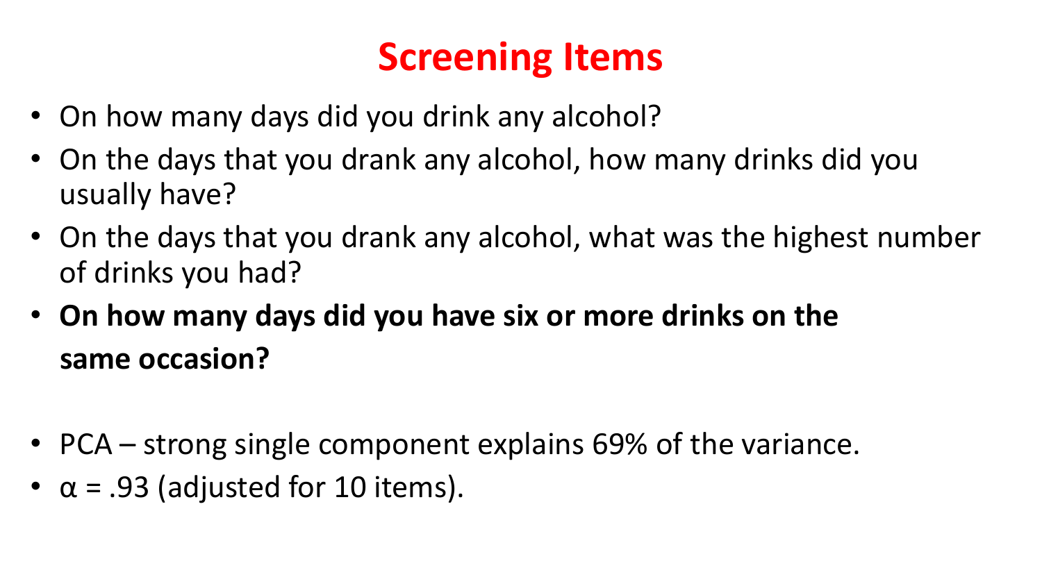# Screening Items

- On how many days did you drink any alcohol?
- On the days that you drank any alcohol, how many drinks did you usually have?
- On the days that you drank any alcohol, what was the highest number of drinks you had?
- **On how many days did you have six or more drinks on the same occasion?**

- PCA – strong single component explains 69% of the variance.
- $\alpha = .93$ (adjusted for 10 items).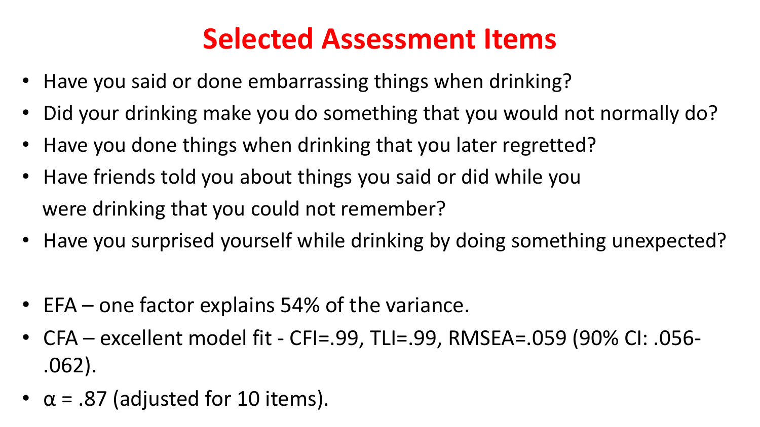# Selected Assessment Items

- Have you said or done embarrassing things when drinking?
- Did your drinking make you do something that you would not normally do?
- Have you done things when drinking that you later regretted?
- Have friends told you about things you said or did while you were drinking that you could not remember?
- Have you surprised yourself while drinking by doing something unexpected?

- EFA – one factor explains 54% of the variance.
- CFA – excellent model fit - CFI=.99, TLI=.99, RMSEA=.059 (90% CI: .056-.062).
- $\alpha$ = .87 (adjusted for 10 items).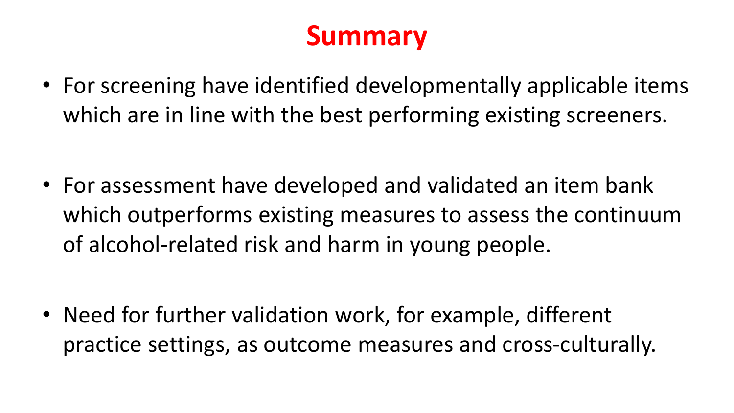# Summary

- For screening have identified developmentally applicable items which are in line with the best performing existing screeners.
- For assessment have developed and validated an item bank which outperforms existing measures to assess the continuum of alcohol-related risk and harm in young people.
- Need for further validation work, for example, different practice settings, as outcome measures and cross-culturally.